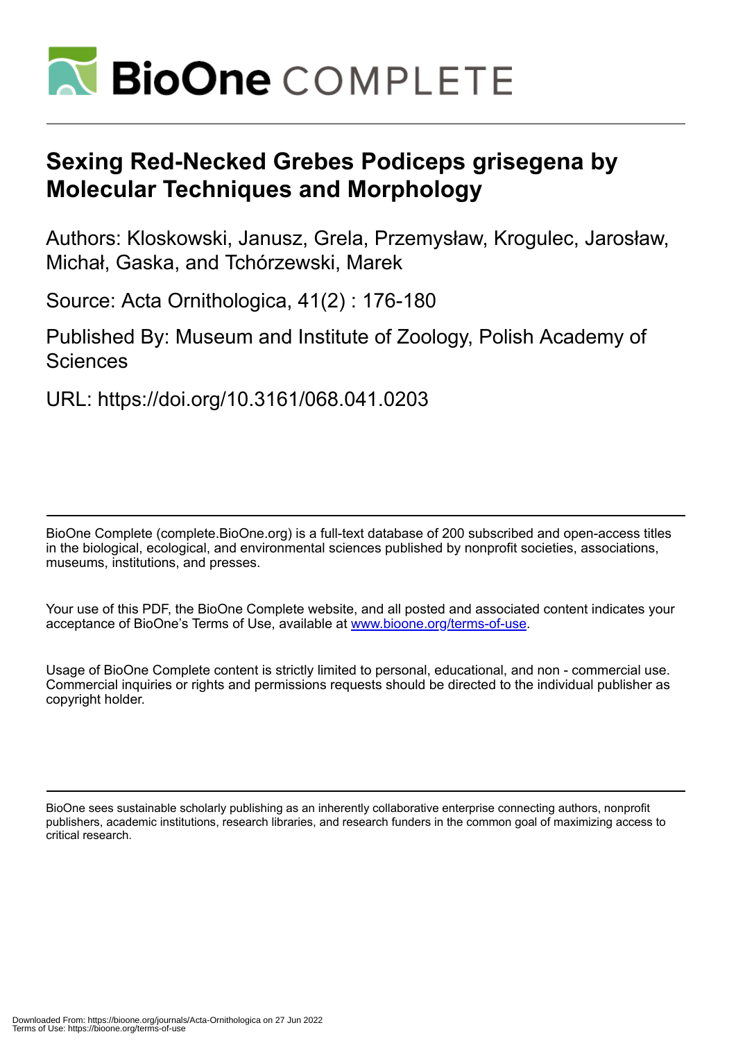# Sexing Red-Necked Grebes Podiceps grisegena by Molecular Techniques and Morphology

Authors: Kloskowski, Janusz, Grela, Przemysław, Krogulec, Jarosław, Michał, Gaska, and Tchórzewski, Marek

Source: Acta Ornithologica, 41(2) : 176-180

Published By: Museum and Institute of Zoology, Polish Academy of Sciences

URL: https://doi.org/10.3161/068.041.0203

BioOne Complete (complete.BioOne.org) is a full-text database of 200 subscribed and open-access titles in the biological, ecological, and environmental sciences published by nonprofit societies, associations, museums, institutions, and presses.

Your use of this PDF, the BioOne Complete website, and all posted and associated content indicates your acceptance of BioOne's Terms of Use, available at www.bioone.org/terms-of-use.

Usage of BioOne Complete content is strictly limited to personal, educational, and non - commercial use. Commercial inquiries or rights and permissions requests should be directed to the individual publisher as copyright holder.

BioOne sees sustainable scholarly publishing as an inherently collaborative enterprise connecting authors, nonprofit publishers, academic institutions, research libraries, and research funders in the common goal of maximizing access to critical research.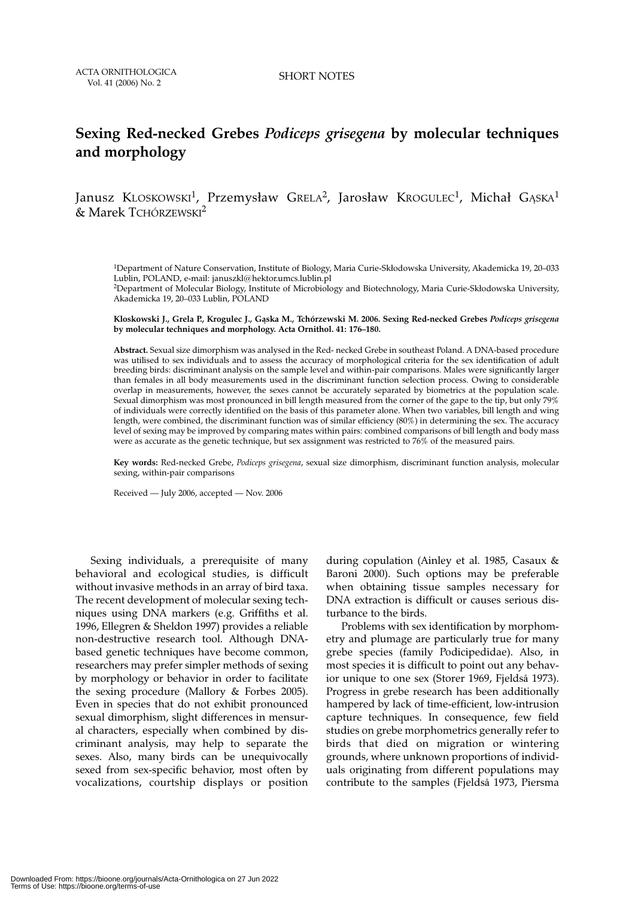# Sexing Red-necked Grebes *Podiceps grisegena* by molecular techniques and morphology

Janusz Kloskowski[1], Przemysław Grela[2], Jarosław Krogulec[1], Michał Gąska[1] & Marek Tchórzewski[2]

[1]Department of Nature Conservation, Institute of Biology, Maria Curie-Skłodowska University, Akademicka 19, 20–033 Lublin, POLAND, e-mail: januszkl@hektor.umcs.lublin.pl
[2]Department of Molecular Biology, Institute of Microbiology and Biotechnology, Maria Curie-Skłodowska University, Akademicka 19, 20–033 Lublin, POLAND

**Kloskowski J., Grela P., Krogulec J., Gąska M., Tchórzewski M. 2006. Sexing Red-necked Grebes *Podiceps grisegena* by molecular techniques and morphology. Acta Ornithol. 41: 176–180.**

**Abstract.** Sexual size dimorphism was analysed in the Red- necked Grebe in southeast Poland. A DNA-based procedure was utilised to sex individuals and to assess the accuracy of morphological criteria for the sex identification of adult breeding birds: discriminant analysis on the sample level and within-pair comparisons. Males were significantly larger than females in all body measurements used in the discriminant function selection process. Owing to considerable overlap in measurements, however, the sexes cannot be accurately separated by biometrics at the population scale. Sexual dimorphism was most pronounced in bill length measured from the corner of the gape to the tip, but only 79% of individuals were correctly identified on the basis of this parameter alone. When two variables, bill length and wing length, were combined, the discriminant function was of similar efficiency (80%) in determining the sex. The accuracy level of sexing may be improved by comparing mates within pairs: combined comparisons of bill length and body mass were as accurate as the genetic technique, but sex assignment was restricted to 76% of the measured pairs.

**Key words:** Red-necked Grebe, *Podiceps grisegena*, sexual size dimorphism, discriminant function analysis, molecular sexing, within-pair comparisons

Received — July 2006, accepted — Nov. 2006

Sexing individuals, a prerequisite of many behavioral and ecological studies, is difficult without invasive methods in an array of bird taxa. The recent development of molecular sexing techniques using DNA markers (e.g. Griffiths et al. 1996, Ellegren & Sheldon 1997) provides a reliable non-destructive research tool. Although DNA-based genetic techniques have become common, researchers may prefer simpler methods of sexing by morphology or behavior in order to facilitate the sexing procedure (Mallory & Forbes 2005). Even in species that do not exhibit pronounced sexual dimorphism, slight differences in mensural characters, especially when combined by discriminant analysis, may help to separate the sexes. Also, many birds can be unequivocally sexed from sex-specific behavior, most often by vocalizations, courtship displays or position during copulation (Ainley et al. 1985, Casaux & Baroni 2000). Such options may be preferable when obtaining tissue samples necessary for DNA extraction is difficult or causes serious disturbance to the birds.

Problems with sex identification by morphometry and plumage are particularly true for many grebe species (family Podicipedidae). Also, in most species it is difficult to point out any behavior unique to one sex (Storer 1969, Fjeldså 1973). Progress in grebe research has been additionally hampered by lack of time-efficient, low-intrusion capture techniques. In consequence, few field studies on grebe morphometrics generally refer to birds that died on migration or wintering grounds, where unknown proportions of individuals originating from different populations may contribute to the samples (Fjeldså 1973, Piersma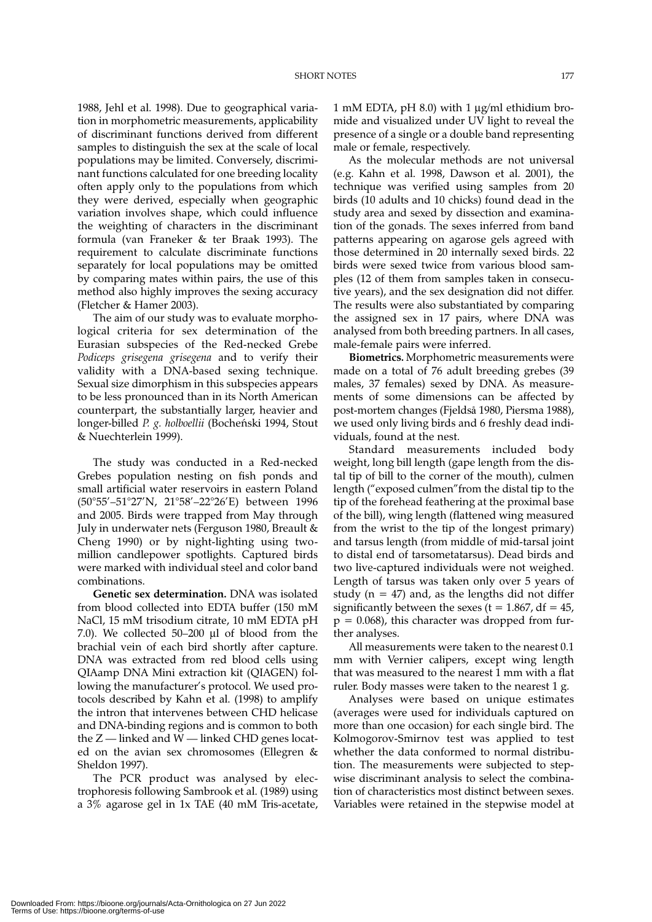1988, Jehl et al. 1998). Due to geographical variation in morphometric measurements, applicability of discriminant functions derived from different samples to distinguish the sex at the scale of local populations may be limited. Conversely, discriminant functions calculated for one breeding locality often apply only to the populations from which they were derived, especially when geographic variation involves shape, which could influence the weighting of characters in the discriminant formula (van Franeker & ter Braak 1993). The requirement to calculate discriminate functions separately for local populations may be omitted by comparing mates within pairs, the use of this method also highly improves the sexing accuracy (Fletcher & Hamer 2003).

The aim of our study was to evaluate morphological criteria for sex determination of the Eurasian subspecies of the Red-necked Grebe *Podiceps grisegena grisegena* and to verify their validity with a DNA-based sexing technique. Sexual size dimorphism in this subspecies appears to be less pronounced than in its North American counterpart, the substantially larger, heavier and longer-billed *P. g. holboellii* (Bocheński 1994, Stout & Nuechterlein 1999).

The study was conducted in a Red-necked Grebes population nesting on fish ponds and small artificial water reservoirs in eastern Poland (50°55'–51°27'N, 21°58'–22°26'E) between 1996 and 2005. Birds were trapped from May through July in underwater nets (Ferguson 1980, Breault & Cheng 1990) or by night-lighting using two-million candlepower spotlights. Captured birds were marked with individual steel and color band combinations.

**Genetic sex determination.** DNA was isolated from blood collected into EDTA buffer (150 mM NaCl, 15 mM trisodium citrate, 10 mM EDTA pH 7.0). We collected 50–200 µl of blood from the brachial vein of each bird shortly after capture. DNA was extracted from red blood cells using QIAamp DNA Mini extraction kit (QIAGEN) following the manufacturer's protocol. We used protocols described by Kahn et al. (1998) to amplify the intron that intervenes between CHD helicase and DNA-binding regions and is common to both the Z — linked and W — linked CHD genes located on the avian sex chromosomes (Ellegren & Sheldon 1997).

The PCR product was analysed by electrophoresis following Sambrook et al. (1989) using a 3% agarose gel in 1x TAE (40 mM Tris-acetate, 1 mM EDTA, pH 8.0) with 1 µg/ml ethidium bromide and visualized under UV light to reveal the presence of a single or a double band representing male or female, respectively.

As the molecular methods are not universal (e.g. Kahn et al. 1998, Dawson et al. 2001), the technique was verified using samples from 20 birds (10 adults and 10 chicks) found dead in the study area and sexed by dissection and examination of the gonads. The sexes inferred from band patterns appearing on agarose gels agreed with those determined in 20 internally sexed birds. 22 birds were sexed twice from various blood samples (12 of them from samples taken in consecutive years), and the sex designation did not differ. The results were also substantiated by comparing the assigned sex in 17 pairs, where DNA was analysed from both breeding partners. In all cases, male-female pairs were inferred.

**Biometrics.** Morphometric measurements were made on a total of 76 adult breeding grebes (39 males, 37 females) sexed by DNA. As measurements of some dimensions can be affected by post-mortem changes (Fjeldså 1980, Piersma 1988), we used only living birds and 6 freshly dead individuals, found at the nest.

Standard measurements included body weight, long bill length (gape length from the distal tip of bill to the corner of the mouth), culmen length ("exposed culmen" from the distal tip to the tip of the forehead feathering at the proximal base of the bill), wing length (flattened wing measured from the wrist to the tip of the longest primary) and tarsus length (from middle of mid-tarsal joint to distal end of tarsometatarsus). Dead birds and two live-captured individuals were not weighed. Length of tarsus was taken only over 5 years of study ($n = 47$) and, as the lengths did not differ significantly between the sexes ($t = 1.867$, $df = 45$, $p = 0.068$), this character was dropped from further analyses.

All measurements were taken to the nearest 0.1 mm with Vernier calipers, except wing length that was measured to the nearest 1 mm with a flat ruler. Body masses were taken to the nearest 1 g.

Analyses were based on unique estimates (averages were used for individuals captured on more than one occasion) for each single bird. The Kolmogorov-Smirnov test was applied to test whether the data conformed to normal distribution. The measurements were subjected to stepwise discriminant analysis to select the combination of characteristics most distinct between sexes. Variables were retained in the stepwise model at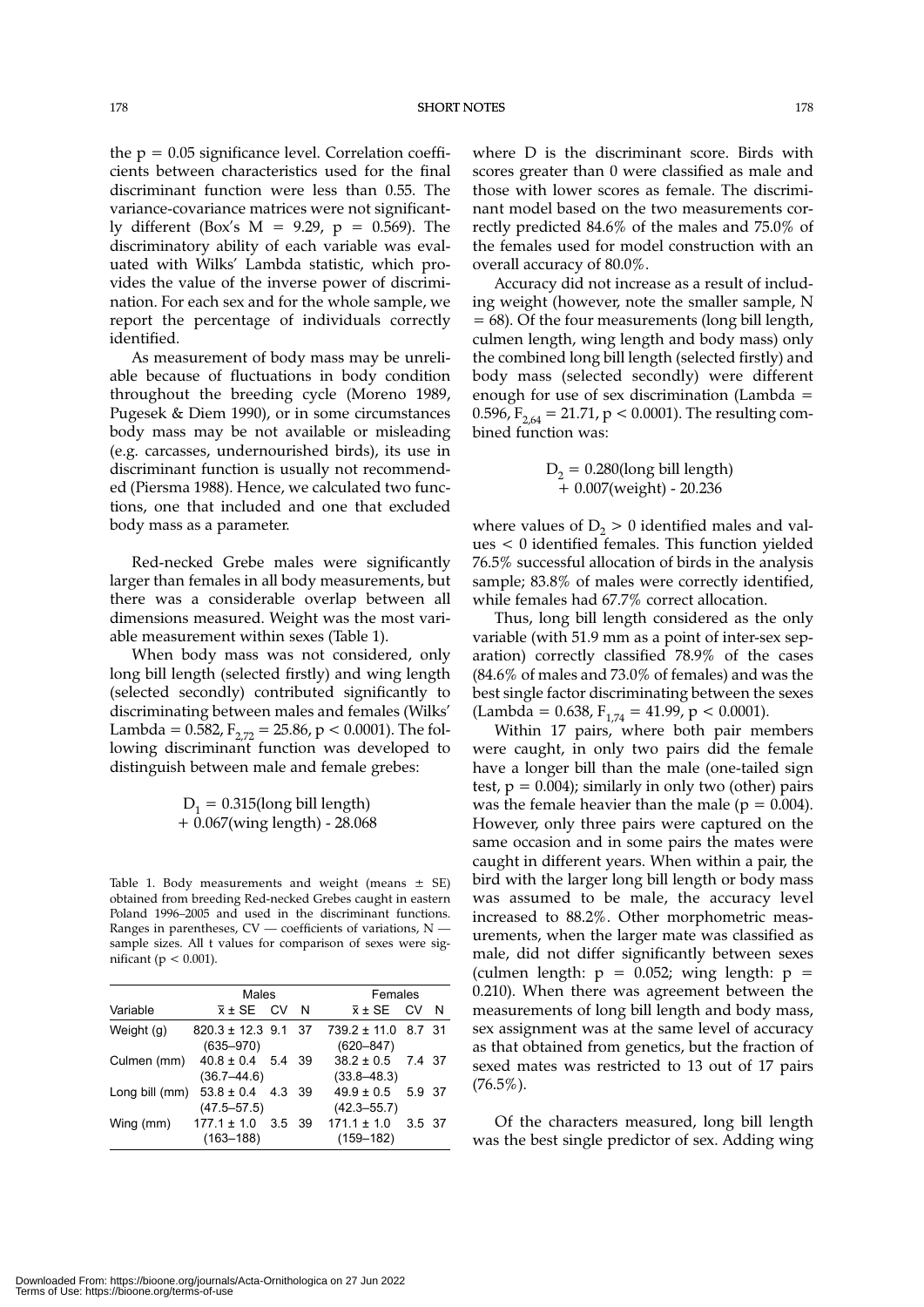the p = 0.05 significance level. Correlation coefficients between characteristics used for the final discriminant function were less than 0.55. The variance-covariance matrices were not significantly different (Box's M = 9.29, $p = 0.569$). The discriminatory ability of each variable was evaluated with Wilks' Lambda statistic, which provides the value of the inverse power of discrimination. For each sex and for the whole sample, we report the percentage of individuals correctly identified.

As measurement of body mass may be unreliable because of fluctuations in body condition throughout the breeding cycle (Moreno 1989, Pugesek & Diem 1990), or in some circumstances body mass may be not available or misleading (e.g. carcasses, undernourished birds), its use in discriminant function is usually not recommended (Piersma 1988). Hence, we calculated two functions, one that included and one that excluded body mass as a parameter.

Red-necked Grebe males were significantly larger than females in all body measurements, but there was a considerable overlap between all dimensions measured. Weight was the most variable measurement within sexes (Table 1).

When body mass was not considered, only long bill length (selected firstly) and wing length (selected secondly) contributed significantly to discriminating between males and females (Wilks' Lambda = 0.582, $F_{2,72} = 25.86$, $p < 0.0001$). The following discriminant function was developed to distinguish between male and female grebes:

$$D_1 = 0.315(\text{long bill length}) + 0.067(\text{wing length}) - 28.068$$

Table 1. Body measurements and weight (means ± SE) obtained from breeding Red-necked Grebes caught in eastern Poland 1996–2005 and used in the discriminant functions. Ranges in parentheses, CV — coefficients of variations, N — sample sizes. All t values for comparison of sexes were significant ($p < 0.001$).

| Variable | Males | | | Females | | |
|---|---|---|---|---|---|---|
| | $\bar{x}$ ± SE | CV | N | $\bar{x}$ ± SE | CV | N |
| Weight (g) | 820.3 ± 12.3 (635–970) | 9.1 | 37 | 739.2 ± 11.0 (620–847) | 8.7 | 31 |
| Culmen (mm) | 40.8 ± 0.4 (36.7–44.6) | 5.4 | 39 | 38.2 ± 0.5 (33.8–48.3) | 7.4 | 37 |
| Long bill (mm) | 53.8 ± 0.4 (47.5–57.5) | 4.3 | 39 | 49.9 ± 0.5 (42.3–55.7) | 5.9 | 37 |
| Wing (mm) | 177.1 ± 1.0 (163–188) | 3.5 | 39 | 171.1 ± 1.0 (159–182) | 3.5 | 37 |

where D is the discriminant score. Birds with scores greater than 0 were classified as male and those with lower scores as female. The discriminant model based on the two measurements correctly predicted 84.6% of the males and 75.0% of the females used for model construction with an overall accuracy of 80.0%.

Accuracy did not increase as a result of including weight (however, note the smaller sample, N = 68). Of the four measurements (long bill length, culmen length, wing length and body mass) only the combined long bill length (selected firstly) and body mass (selected secondly) were different enough for use of sex discrimination (Lambda = 0.596, $F_{2,64} = 21.71$, $p < 0.0001$). The resulting combined function was:

$$D_2 = 0.280(\text{long bill length}) + 0.007(\text{weight}) - 20.236$$

where values of $D_2 > 0$ identified males and values $< 0$ identified females. This function yielded 76.5% successful allocation of birds in the analysis sample; 83.8% of males were correctly identified, while females had 67.7% correct allocation.

Thus, long bill length considered as the only variable (with 51.9 mm as a point of inter-sex separation) correctly classified 78.9% of the cases (84.6% of males and 73.0% of females) and was the best single factor discriminating between the sexes (Lambda = 0.638, $F_{1,74} = 41.99$, $p < 0.0001$).

Within 17 pairs, where both pair members were caught, in only two pairs did the female have a longer bill than the male (one-tailed sign test, $p = 0.004$); similarly in only two (other) pairs was the female heavier than the male ($p = 0.004$). However, only three pairs were captured on the same occasion and in some pairs the mates were caught in different years. When within a pair, the bird with the larger long bill length or body mass was assumed to be male, the accuracy level increased to 88.2%. Other morphometric measurements, when the larger mate was classified as male, did not differ significantly between sexes (culmen length: $p = 0.052$; wing length: $p = 0.210$). When there was agreement between the measurements of long bill length and body mass, sex assignment was at the same level of accuracy as that obtained from genetics, but the fraction of sexed mates was restricted to 13 out of 17 pairs (76.5%).

Of the characters measured, long bill length was the best single predictor of sex. Adding wing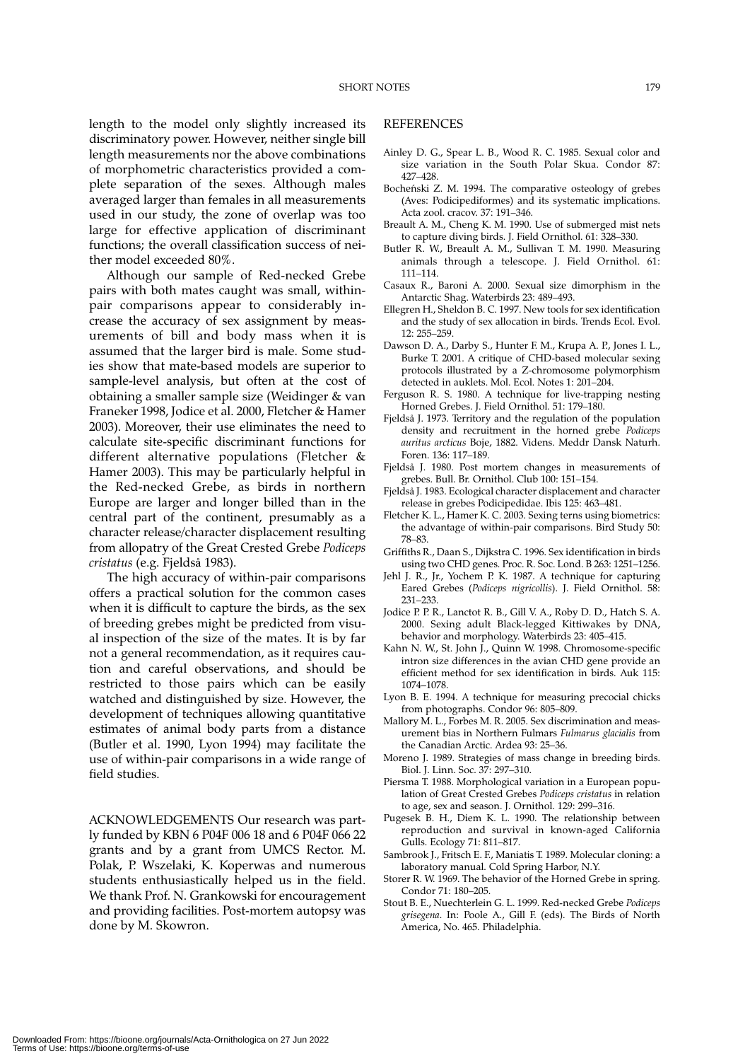length to the model only slightly increased its discriminatory power. However, neither single bill length measurements nor the above combinations of morphometric characteristics provided a complete separation of the sexes. Although males averaged larger than females in all measurements used in our study, the zone of overlap was too large for effective application of discriminant functions; the overall classification success of neither model exceeded 80%.

Although our sample of Red-necked Grebe pairs with both mates caught was small, within-pair comparisons appear to considerably increase the accuracy of sex assignment by measurements of bill and body mass when it is assumed that the larger bird is male. Some studies show that mate-based models are superior to sample-level analysis, but often at the cost of obtaining a smaller sample size (Weidinger & van Franeker 1998, Jodice et al. 2000, Fletcher & Hamer 2003). Moreover, their use eliminates the need to calculate site-specific discriminant functions for different alternative populations (Fletcher & Hamer 2003). This may be particularly helpful in the Red-necked Grebe, as birds in northern Europe are larger and longer billed than in the central part of the continent, presumably as a character release/character displacement resulting from allopatry of the Great Crested Grebe *Podiceps cristatus* (e.g. Fjeldså 1983).

The high accuracy of within-pair comparisons offers a practical solution for the common cases when it is difficult to capture the birds, as the sex of breeding grebes might be predicted from visual inspection of the size of the mates. It is by far not a general recommendation, as it requires caution and careful observations, and should be restricted to those pairs which can be easily watched and distinguished by size. However, the development of techniques allowing quantitative estimates of animal body parts from a distance (Butler et al. 1990, Lyon 1994) may facilitate the use of within-pair comparisons in a wide range of field studies.

ACKNOWLEDGEMENTS Our research was partly funded by KBN 6 P04F 006 18 and 6 P04F 066 22 grants and by a grant from UMCS Rector. M. Polak, P. Wszelaki, K. Koperwas and numerous students enthusiastically helped us in the field. We thank Prof. N. Grankowski for encouragement and providing facilities. Post-mortem autopsy was done by M. Skowron.

## REFERENCES

Ainley D. G., Spear L. B., Wood R. C. 1985. Sexual color and size variation in the South Polar Skua. Condor 87: 427–428.

Bocheński Z. M. 1994. The comparative osteology of grebes (Aves: Podicipediformes) and its systematic implications. Acta zool. cracov. 37: 191–346.

Breault A. M., Cheng K. M. 1990. Use of submerged mist nets to capture diving birds. J. Field Ornithol. 61: 328–330.

Butler R. W., Breault A. M., Sullivan T. M. 1990. Measuring animals through a telescope. J. Field Ornithol. 61: 111–114.

Casaux R., Baroni A. 2000. Sexual size dimorphism in the Antarctic Shag. Waterbirds 23: 489–493.

Ellegren H., Sheldon B. C. 1997. New tools for sex identification and the study of sex allocation in birds. Trends Ecol. Evol. 12: 255–259.

Dawson D. A., Darby S., Hunter F. M., Krupa A. P., Jones I. L., Burke T. 2001. A critique of CHD-based molecular sexing protocols illustrated by a Z-chromosome polymorphism detected in auklets. Mol. Ecol. Notes 1: 201–204.

Ferguson R. S. 1980. A technique for live-trapping nesting Horned Grebes. J. Field Ornithol. 51: 179–180.

Fjeldså J. 1973. Territory and the regulation of the population density and recruitment in the horned grebe *Podiceps auritus arcticus* Boje, 1882. Videns. Meddr Dansk Naturh. Foren. 136: 117–189.

Fjeldså J. 1980. Post mortem changes in measurements of grebes. Bull. Br. Ornithol. Club 100: 151–154.

Fjeldså J. 1983. Ecological character displacement and character release in grebes Podicipedidae. Ibis 125: 463–481.

Fletcher K. L., Hamer K. C. 2003. Sexing terns using biometrics: the advantage of within-pair comparisons. Bird Study 50: 78–83.

Griffiths R., Daan S., Dijkstra C. 1996. Sex identification in birds using two CHD genes. Proc. R. Soc. Lond. B 263: 1251–1256.

Jehl J. R., Jr., Yochem P. K. 1987. A technique for capturing Eared Grebes (*Podiceps nigricollis*). J. Field Ornithol. 58: 231–233.

Jodice P. P. R., Lanctot R. B., Gill V. A., Roby D. D., Hatch S. A. 2000. Sexing adult Black-legged Kittiwakes by DNA, behavior and morphology. Waterbirds 23: 405–415.

Kahn N. W., St. John J., Quinn W. 1998. Chromosome-specific intron size differences in the avian CHD gene provide an efficient method for sex identification in birds. Auk 115: 1074–1078.

Lyon B. E. 1994. A technique for measuring precocial chicks from photographs. Condor 96: 805–809.

Mallory M. L., Forbes M. R. 2005. Sex discrimination and measurement bias in Northern Fulmars *Fulmarus glacialis* from the Canadian Arctic. Ardea 93: 25–36.

Moreno J. 1989. Strategies of mass change in breeding birds. Biol. J. Linn. Soc. 37: 297–310.

Piersma T. 1988. Morphological variation in a European population of Great Crested Grebes *Podiceps cristatus* in relation to age, sex and season. J. Ornithol. 129: 299–316.

Pugesek B. H., Diem K. L. 1990. The relationship between reproduction and survival in known-aged California Gulls. Ecology 71: 811–817.

Sambrook J., Fritsch E. F., Maniatis T. 1989. Molecular cloning: a laboratory manual. Cold Spring Harbor, N.Y.

Storer R. W. 1969. The behavior of the Horned Grebe in spring. Condor 71: 180–205.

Stout B. E., Nuechterlein G. L. 1999. Red-necked Grebe *Podiceps grisegena*. In: Poole A., Gill F. (eds). The Birds of North America, No. 465. Philadelphia.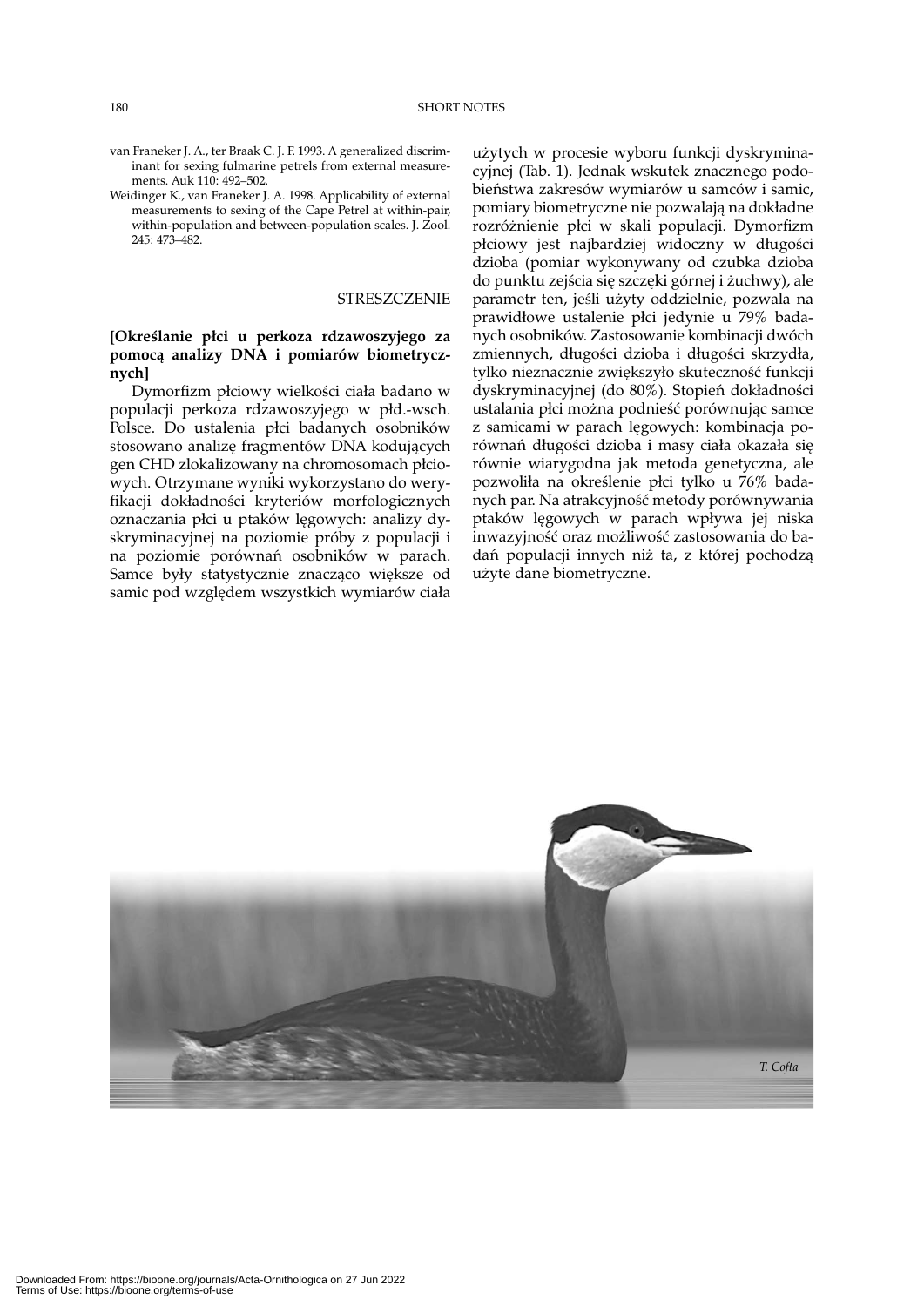van Franeker J. A., ter Braak C. J. F. 1993. A generalized discriminant for sexing fulmarine petrels from external measurements. Auk 110: 492–502.

Weidinger K., van Franeker J. A. 1998. Applicability of external measurements to sexing of the Cape Petrel at within-pair, within-population and between-population scales. J. Zool. 245: 473–482.

## STRESZCZENIE

**[Określanie płci u perkoza rdzawoszyjego za pomocą analizy DNA i pomiarów biometrycznych]**

Dymorfizm płciowy wielkości ciała badano w populacji perkoza rdzawoszyjego w płd.-wsch. Polsce. Do ustalenia płci badanych osobników stosowano analizę fragmentów DNA kodujących gen CHD zlokalizowany na chromosomach płciowych. Otrzymane wyniki wykorzystano do weryfikacji dokładności kryteriów morfologicznych oznaczania płci u ptaków lęgowych: analizy dyskryminacyjnej na poziomie próby z populacji i na poziomie porównań osobników w parach. Samce były statystycznie znacząco większe od samic pod względem wszystkich wymiarów ciała użytych w procesie wyboru funkcji dyskryminacyjnej (Tab. 1). Jednak wskutek znacznego podobieństwa zakresów wymiarów u samców i samic, pomiary biometryczne nie pozwalają na dokładne rozróżnienie płci w skali populacji. Dymorfizm płciowy jest najbardziej widoczny w długości dzioba (pomiar wykonywany od czubka dzioba do punktu zejścia się szczęki górnej i żuchwy), ale parametr ten, jeśli użyty oddzielnie, pozwala na prawidłowe ustalenie płci jedynie u 79% badanych osobników. Zastosowanie kombinacji dwóch zmiennych, długości dzioba i długości skrzydła, tylko nieznacznie zwiększyło skuteczność funkcji dyskryminacyjnej (do 80%). Stopień dokładności ustalania płci można podnieść porównując samce z samicami w parach lęgowych: kombinacja porównań długości dzioba i masy ciała okazała się równie wiarygodna jak metoda genetyczna, ale pozwoliła na określenie płci tylko u 76% badanych par. Na atrakcyjność metody porównywania ptaków lęgowych w parach wpływa jej niska inwazyjność oraz możliwość zastosowania do badań populacji innych niż ta, z której pochodzą użyte dane biometryczne.

*T. Cofta*